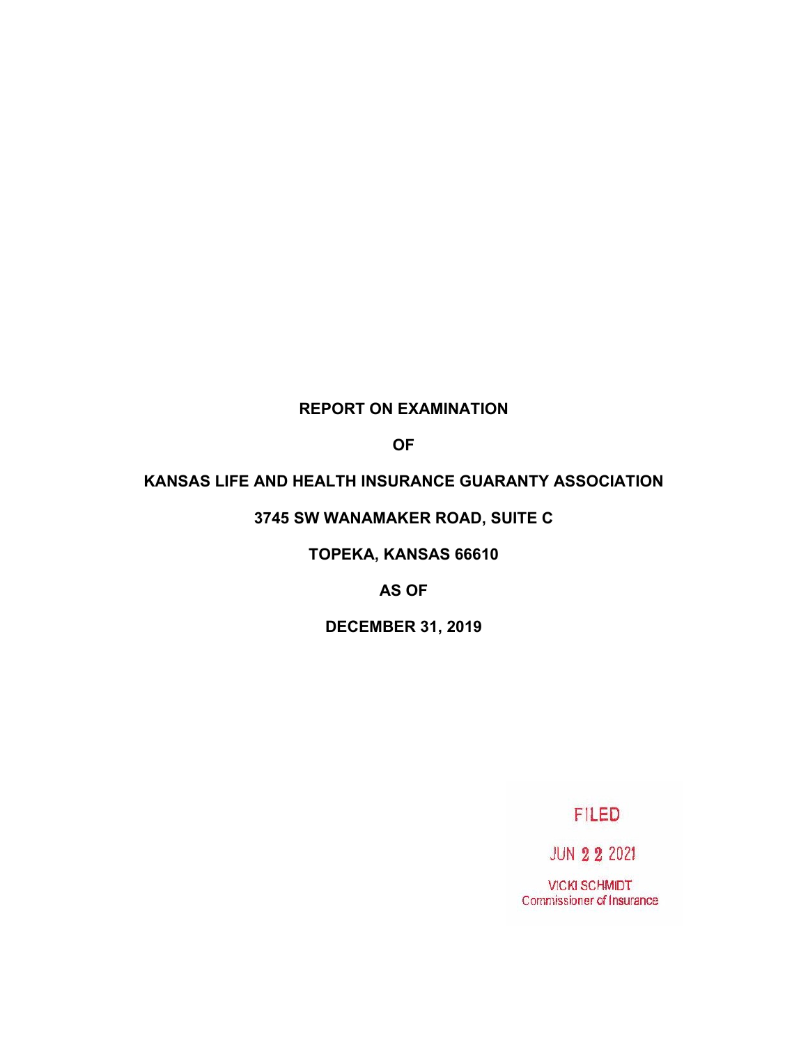**REPORT ON EXAMINATION**

**OF**

**KANSAS LIFE AND HEALTH INSURANCE GUARANTY ASSOCIATION**

**3745 SW WANAMAKER ROAD, SUITE C**

**TOPEKA, KANSAS 66610**

**AS OF**

**DECEMBER 31, 2019**

FILED

JUN 22 2021

VICKI SCHMIDT
Commissioner of Insurance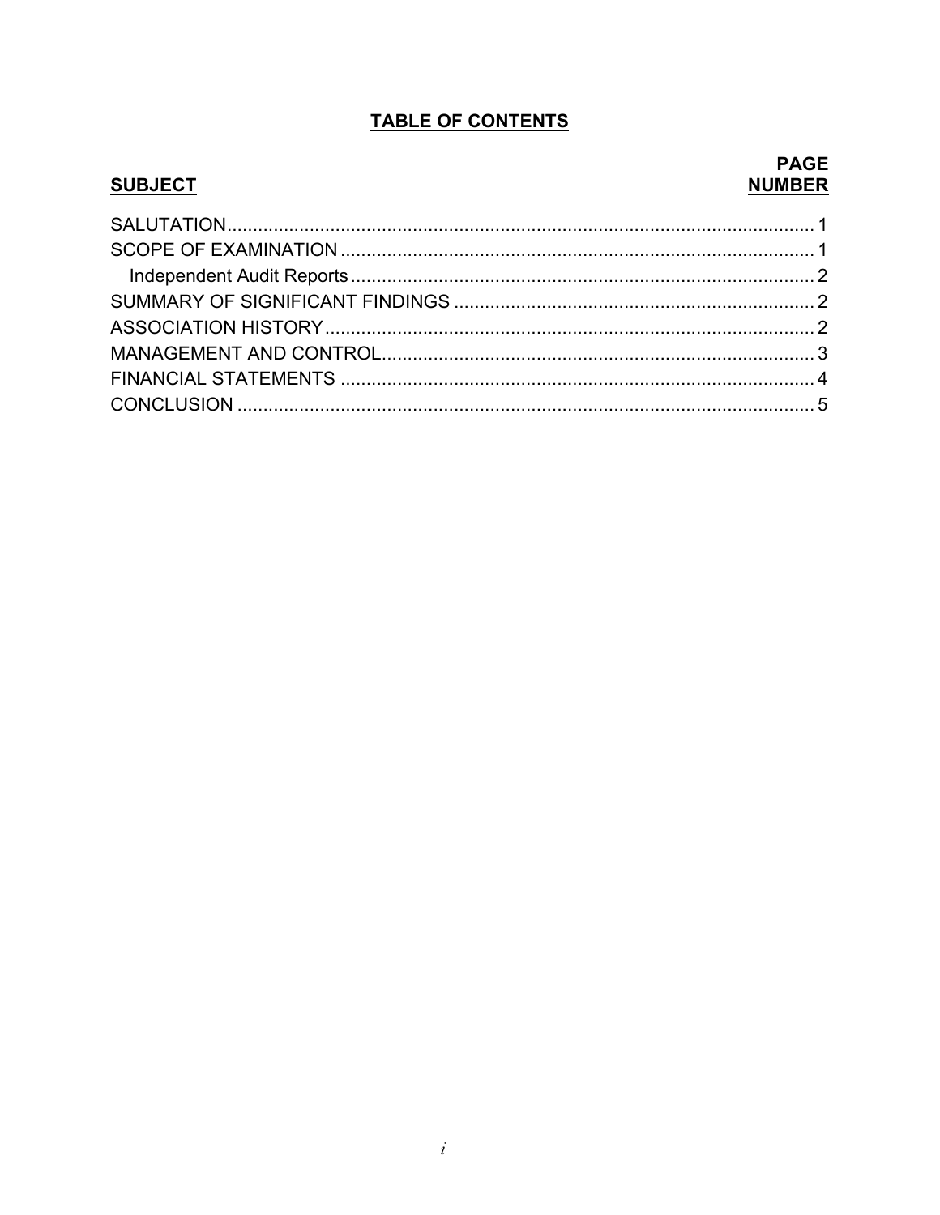# TABLE OF CONTENTS

| SUBJECT | PAGE NUMBER |
|---|---|
| SALUTATION | 1 |
| SCOPE OF EXAMINATION | 1 |
| Independent Audit Reports | 2 |
| SUMMARY OF SIGNIFICANT FINDINGS | 2 |
| ASSOCIATION HISTORY | 2 |
| MANAGEMENT AND CONTROL | 3 |
| FINANCIAL STATEMENTS | 4 |
| CONCLUSION | 5 |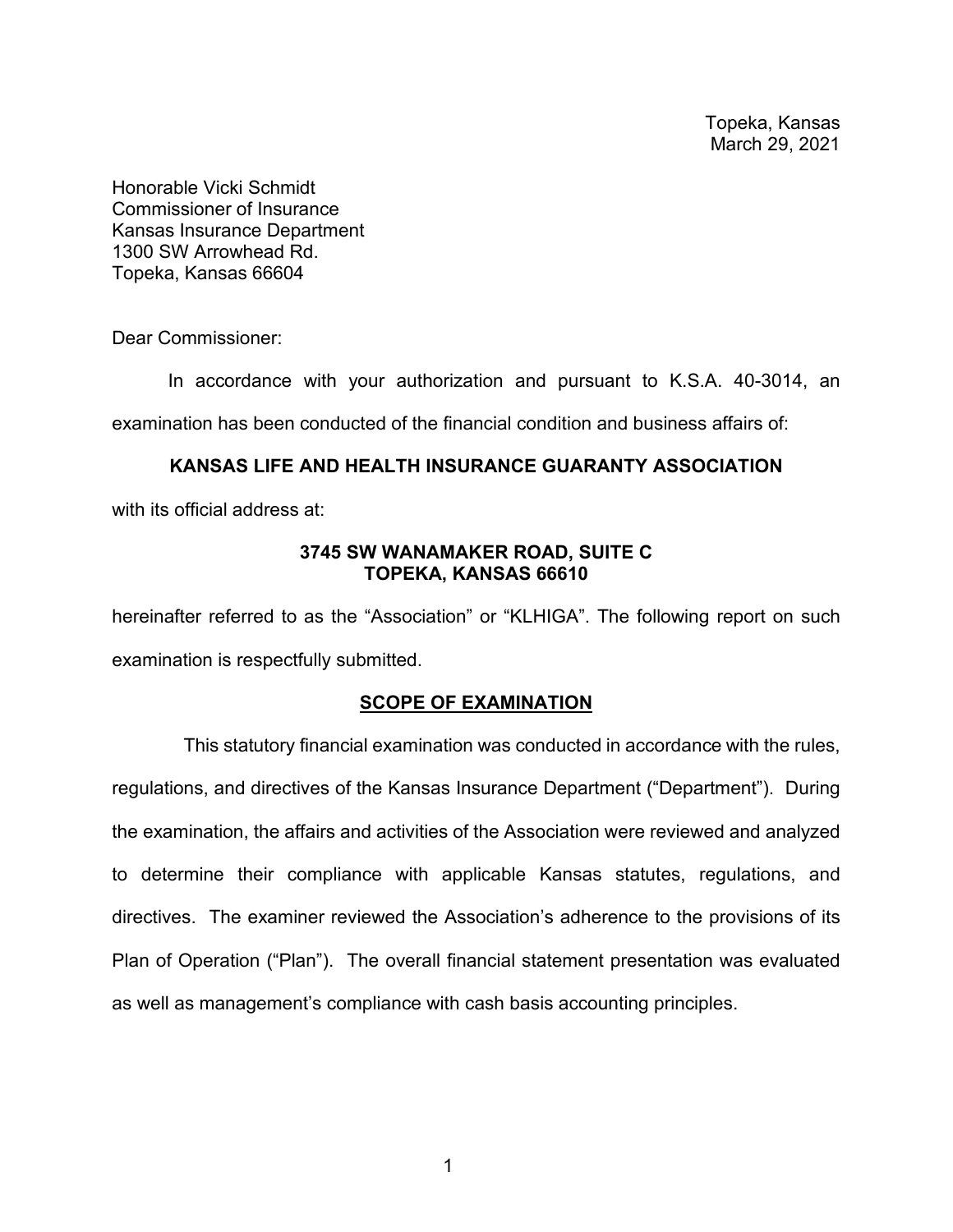Topeka, Kansas
March 29, 2021

Honorable Vicki Schmidt
Commissioner of Insurance
Kansas Insurance Department
1300 SW Arrowhead Rd.
Topeka, Kansas 66604

Dear Commissioner:

In accordance with your authorization and pursuant to K.S.A. 40-3014, an examination has been conducted of the financial condition and business affairs of:

**KANSAS LIFE AND HEALTH INSURANCE GUARANTY ASSOCIATION**

with its official address at:

**3745 SW WANAMAKER ROAD, SUITE C
TOPEKA, KANSAS 66610**

hereinafter referred to as the "Association" or "KLHIGA". The following report on such examination is respectfully submitted.

## SCOPE OF EXAMINATION

This statutory financial examination was conducted in accordance with the rules, regulations, and directives of the Kansas Insurance Department ("Department"). During the examination, the affairs and activities of the Association were reviewed and analyzed to determine their compliance with applicable Kansas statutes, regulations, and directives. The examiner reviewed the Association's adherence to the provisions of its Plan of Operation ("Plan"). The overall financial statement presentation was evaluated as well as management's compliance with cash basis accounting principles.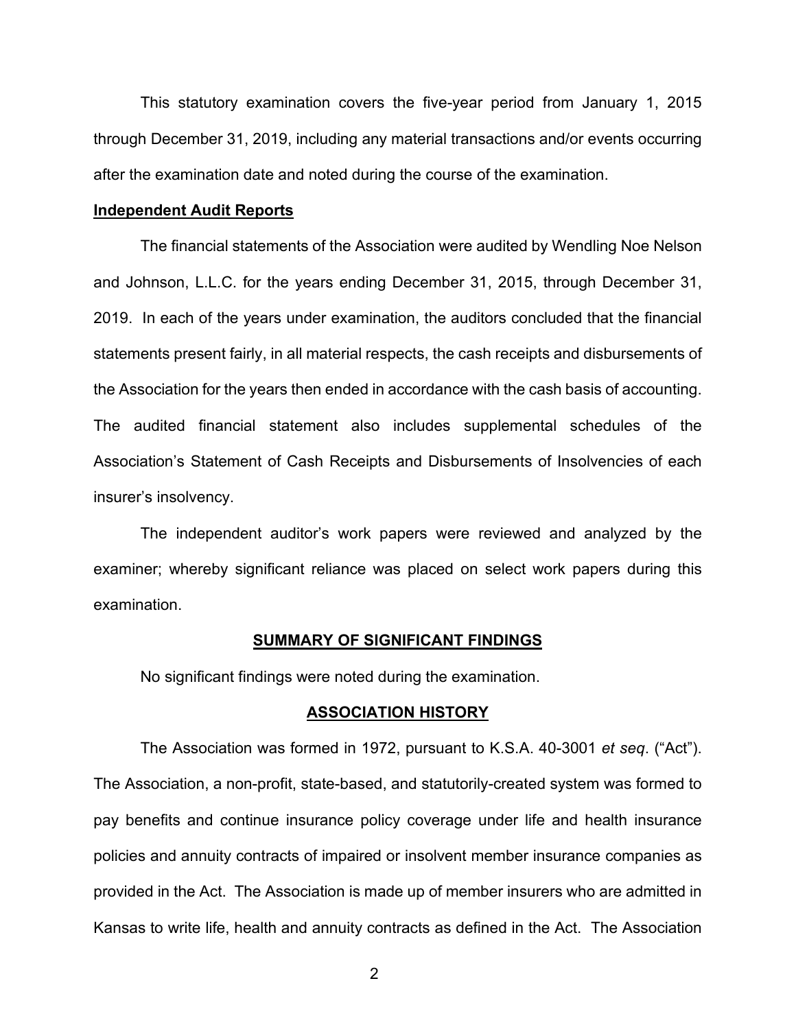This statutory examination covers the five-year period from January 1, 2015 through December 31, 2019, including any material transactions and/or events occurring after the examination date and noted during the course of the examination.

**Independent Audit Reports**

The financial statements of the Association were audited by Wendling Noe Nelson and Johnson, L.L.C. for the years ending December 31, 2015, through December 31, 2019. In each of the years under examination, the auditors concluded that the financial statements present fairly, in all material respects, the cash receipts and disbursements of the Association for the years then ended in accordance with the cash basis of accounting. The audited financial statement also includes supplemental schedules of the Association's Statement of Cash Receipts and Disbursements of Insolvencies of each insurer's insolvency.

The independent auditor's work papers were reviewed and analyzed by the examiner; whereby significant reliance was placed on select work papers during this examination.

## SUMMARY OF SIGNIFICANT FINDINGS

No significant findings were noted during the examination.

## ASSOCIATION HISTORY

The Association was formed in 1972, pursuant to K.S.A. 40-3001 *et seq*. ("Act"). The Association, a non-profit, state-based, and statutorily-created system was formed to pay benefits and continue insurance policy coverage under life and health insurance policies and annuity contracts of impaired or insolvent member insurance companies as provided in the Act. The Association is made up of member insurers who are admitted in Kansas to write life, health and annuity contracts as defined in the Act. The Association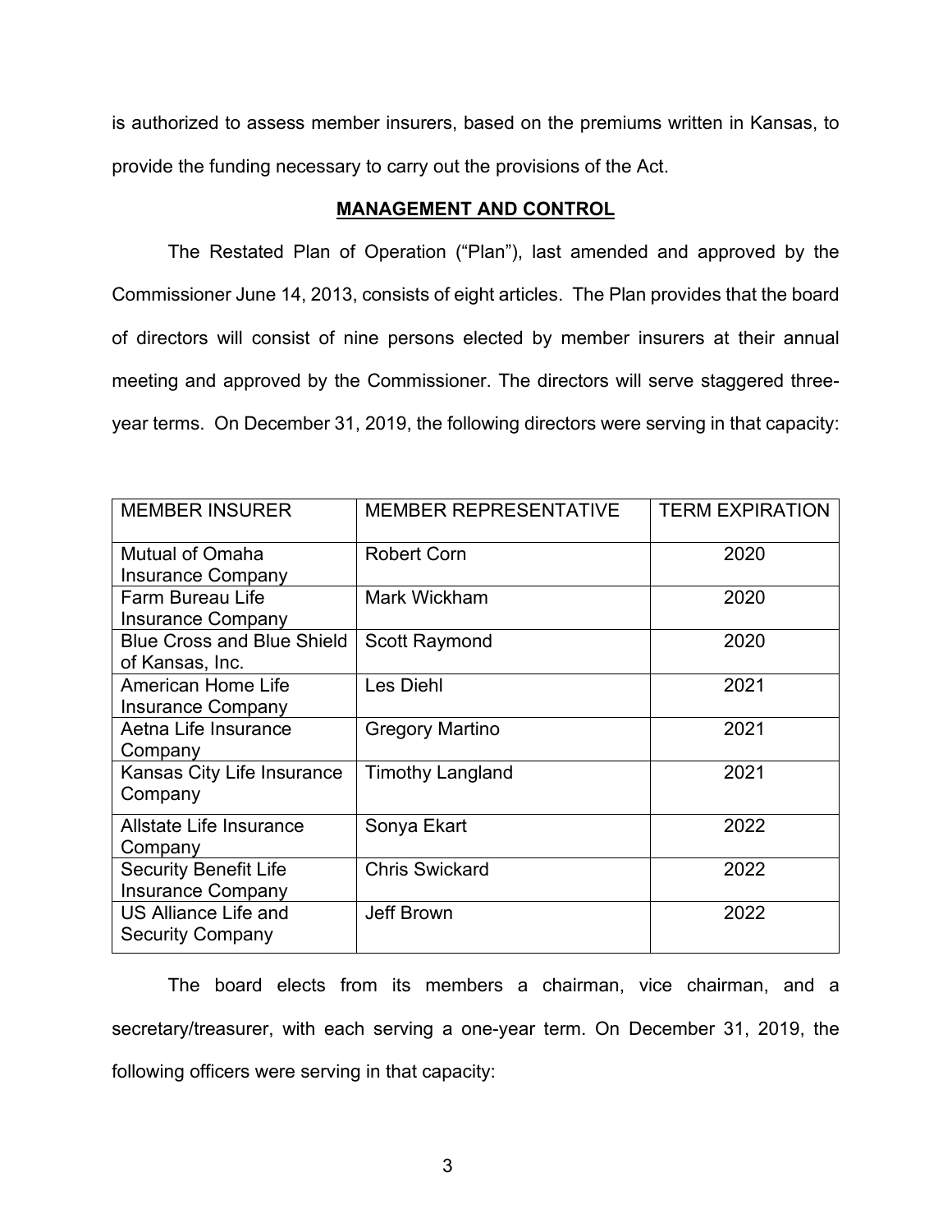is authorized to assess member insurers, based on the premiums written in Kansas, to provide the funding necessary to carry out the provisions of the Act.

## MANAGEMENT AND CONTROL

The Restated Plan of Operation ("Plan"), last amended and approved by the Commissioner June 14, 2013, consists of eight articles. The Plan provides that the board of directors will consist of nine persons elected by member insurers at their annual meeting and approved by the Commissioner. The directors will serve staggered three-year terms. On December 31, 2019, the following directors were serving in that capacity:

| MEMBER INSURER | MEMBER REPRESENTATIVE | TERM EXPIRATION |
|---|---|---|
| Mutual of Omaha Insurance Company | Robert Corn | 2020 |
| Farm Bureau Life Insurance Company | Mark Wickham | 2020 |
| Blue Cross and Blue Shield of Kansas, Inc. | Scott Raymond | 2020 |
| American Home Life Insurance Company | Les Diehl | 2021 |
| Aetna Life Insurance Company | Gregory Martino | 2021 |
| Kansas City Life Insurance Company | Timothy Langland | 2021 |
| Allstate Life Insurance Company | Sonya Ekart | 2022 |
| Security Benefit Life Insurance Company | Chris Swickard | 2022 |
| US Alliance Life and Security Company | Jeff Brown | 2022 |

The board elects from its members a chairman, vice chairman, and a secretary/treasurer, with each serving a one-year term. On December 31, 2019, the following officers were serving in that capacity: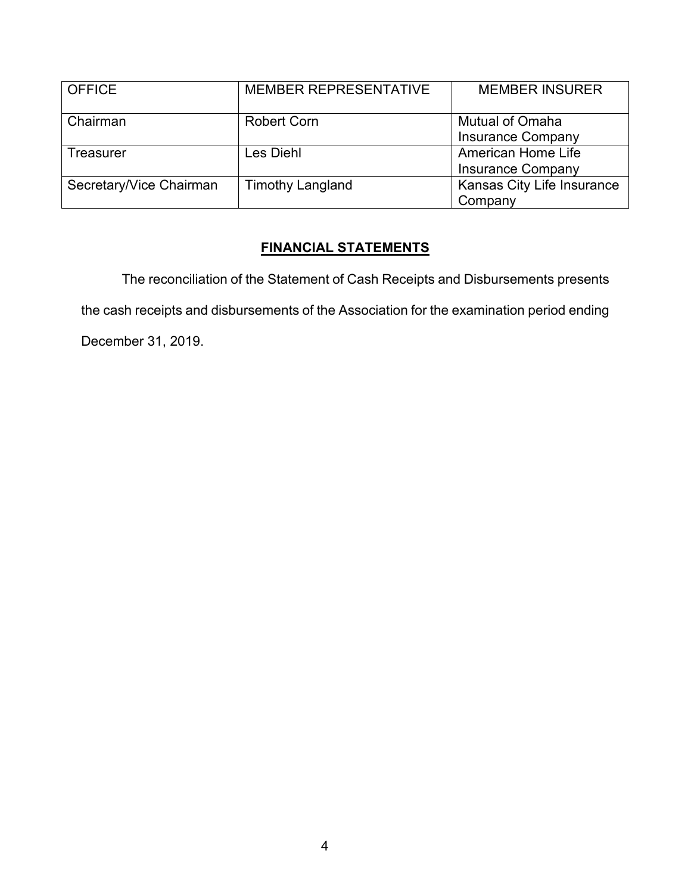| OFFICE | MEMBER REPRESENTATIVE | MEMBER INSURER |
|---|---|---|
| Chairman | Robert Corn | Mutual of Omaha Insurance Company |
| Treasurer | Les Diehl | American Home Life Insurance Company |
| Secretary/Vice Chairman | Timothy Langland | Kansas City Life Insurance Company |

## FINANCIAL STATEMENTS

The reconciliation of the Statement of Cash Receipts and Disbursements presents the cash receipts and disbursements of the Association for the examination period ending December 31, 2019.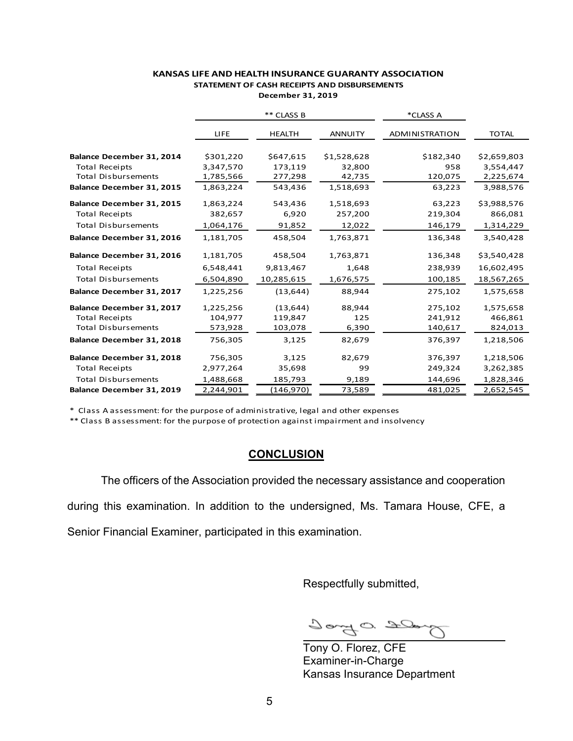**KANSAS LIFE AND HEALTH INSURANCE GUARANTY ASSOCIATION**
**STATEMENT OF CASH RECEIPTS AND DISBURSEMENTS**
**December 31, 2019**

| | ** CLASS B | | | *CLASS A | |
|---|---|---|---|---|---|
| | LIFE | HEALTH | ANNUITY | ADMINISTRATION | TOTAL |
| **Balance December 31, 2014** | $301,220 | $647,615 | $1,528,628 | $182,340 | $2,659,803 |
| Total Receipts | 3,347,570 | 173,119 | 32,800 | 958 | 3,554,447 |
| Total Disbursements | 1,785,566 | 277,298 | 42,735 | 120,075 | 2,225,674 |
| **Balance December 31, 2015** | 1,863,224 | 543,436 | 1,518,693 | 63,223 | 3,988,576 |
| **Balance December 31, 2015** | 1,863,224 | 543,436 | 1,518,693 | 63,223 | $3,988,576 |
| Total Receipts | 382,657 | 6,920 | 257,200 | 219,304 | 866,081 |
| Total Disbursements | 1,064,176 | 91,852 | 12,022 | 146,179 | 1,314,229 |
| **Balance December 31, 2016** | 1,181,705 | 458,504 | 1,763,871 | 136,348 | 3,540,428 |
| **Balance December 31, 2016** | 1,181,705 | 458,504 | 1,763,871 | 136,348 | $3,540,428 |
| Total Receipts | 6,548,441 | 9,813,467 | 1,648 | 238,939 | 16,602,495 |
| Total Disbursements | 6,504,890 | 10,285,615 | 1,676,575 | 100,185 | 18,567,265 |
| **Balance December 31, 2017** | 1,225,256 | (13,644) | 88,944 | 275,102 | 1,575,658 |
| **Balance December 31, 2017** | 1,225,256 | (13,644) | 88,944 | 275,102 | 1,575,658 |
| Total Receipts | 104,977 | 119,847 | 125 | 241,912 | 466,861 |
| Total Disbursements | 573,928 | 103,078 | 6,390 | 140,617 | 824,013 |
| **Balance December 31, 2018** | 756,305 | 3,125 | 82,679 | 376,397 | 1,218,506 |
| **Balance December 31, 2018** | 756,305 | 3,125 | 82,679 | 376,397 | 1,218,506 |
| Total Receipts | 2,977,264 | 35,698 | 99 | 249,324 | 3,262,385 |
| Total Disbursements | 1,488,668 | 185,793 | 9,189 | 144,696 | 1,828,346 |
| **Balance December 31, 2019** | 2,244,901 | (146,970) | 73,589 | 481,025 | 2,652,545 |

* Class A assessment: for the purpose of administrative, legal and other expenses

** Class B assessment: for the purpose of protection against impairment and insolvency

## CONCLUSION

The officers of the Association provided the necessary assistance and cooperation during this examination. In addition to the undersigned, Ms. Tamara House, CFE, a Senior Financial Examiner, participated in this examination.

Respectfully submitted,

Tony O. Florez, CFE
Examiner-in-Charge
Kansas Insurance Department